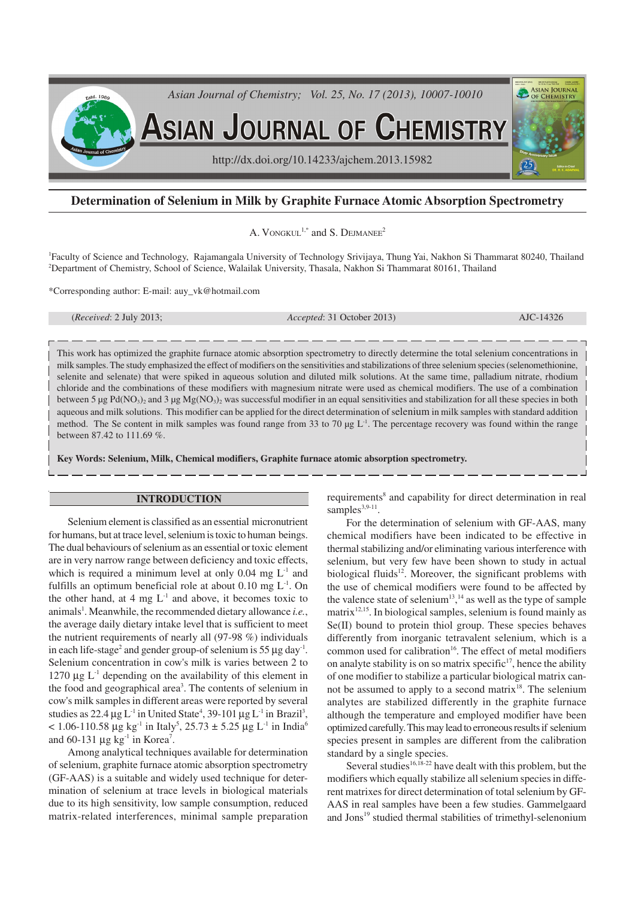# Determination of Selenium in Milk by Graphite Furnace Atomic Absorption Spectrometry

A. VONGKUL[1,*] and S. DEJMANEE[2]

[1]Faculty of Science and Technology, Rajamangala University of Technology Srivijaya, Thung Yai, Nakhon Si Thammarat 80240, Thailand
[2]Department of Chemistry, School of Science, Walailak University, Thasala, Nakhon Si Thammarat 80161, Thailand

*Corresponding author: E-mail: auy_vk@hotmail.com

(*Received*: 2 July 2013; *Accepted*: 31 October 2013) AJC-14326

This work has optimized the graphite furnace atomic absorption spectrometry to directly determine the total selenium concentrations in milk samples. The study emphasized the effect of modifiers on the sensitivities and stabilizations of three selenium species (selenomethionine, selenite and selenate) that were spiked in aqueous solution and diluted milk solutions. At the same time, palladium nitrate, rhodium chloride and the combinations of these modifiers with magnesium nitrate were used as chemical modifiers. The use of a combination between 5 µg $Pd(NO_3)_2$ and 3 µg $Mg(NO_3)_2$ was successful modifier in an equal sensitivities and stabilization for all these species in both aqueous and milk solutions. This modifier can be applied for the direct determination of selenium in milk samples with standard addition method. The Se content in milk samples was found range from 33 to 70 µg $L^{-1}$. The percentage recovery was found within the range between 87.42 to 111.69 %.

**Key Words: Selenium, Milk, Chemical modifiers, Graphite furnace atomic absorption spectrometry.**

## INTRODUCTION

Selenium element is classified as an essential micronutrient for humans, but at trace level, selenium is toxic to human beings. The dual behaviours of selenium as an essential or toxic element are in very narrow range between deficiency and toxic effects, which is required a minimum level at only 0.04 mg $L^{-1}$ and fulfills an optimum beneficial role at about 0.10 mg $L^{-1}$. On the other hand, at 4 mg $L^{-1}$ and above, it becomes toxic to animals[1]. Meanwhile, the recommended dietary allowance *i.e.*, the average daily dietary intake level that is sufficient to meet the nutrient requirements of nearly all (97-98 %) individuals in each life-stage[2] and gender group-of selenium is 55 µg $day^{-1}$. Selenium concentration in cow's milk is varies between 2 to 1270 µg $L^{-1}$ depending on the availability of this element in the food and geographical area[3]. The contents of selenium in cow's milk samples in different areas were reported by several studies as 22.4 µg $L^{-1}$ in United State[4], 39-101 µg $L^{-1}$ in Brazil[3], < 1.06-110.58 µg $kg^{-1}$ in Italy[5], 25.73 ± 5.25 µg $L^{-1}$ in India[6] and 60-131 µg $kg^{-1}$ in Korea[7].

Among analytical techniques available for determination of selenium, graphite furnace atomic absorption spectrometry (GF-AAS) is a suitable and widely used technique for determination of selenium at trace levels in biological materials due to its high sensitivity, low sample consumption, reduced matrix-related interferences, minimal sample preparation requirements[8] and capability for direct determination in real samples[3,9-11].

For the determination of selenium with GF-AAS, many chemical modifiers have been indicated to be effective in thermal stabilizing and/or eliminating various interference with selenium, but very few have been shown to study in actual biological fluids[12]. Moreover, the significant problems with the use of chemical modifiers were found to be affected by the valence state of selenium[13,14] as well as the type of sample matrix[12,15]. In biological samples, selenium is found mainly as Se(II) bound to protein thiol group. These species behaves differently from inorganic tetravalent selenium, which is a common used for calibration[16]. The effect of metal modifiers on analyte stability is on so matrix specific[17], hence the ability of one modifier to stabilize a particular biological matrix cannot be assumed to apply to a second matrix[18]. The selenium analytes are stabilized differently in the graphite furnace although the temperature and employed modifier have been optimized carefully. This may lead to erroneous results if selenium species present in samples are different from the calibration standard by a single species.

Several studies[16,18-22] have dealt with this problem, but the modifiers which equally stabilize all selenium species in different matrixes for direct determination of total selenium by GF-AAS in real samples have been a few studies. Gammelgaard and Jons[19] studied thermal stabilities of trimethyl-selenonium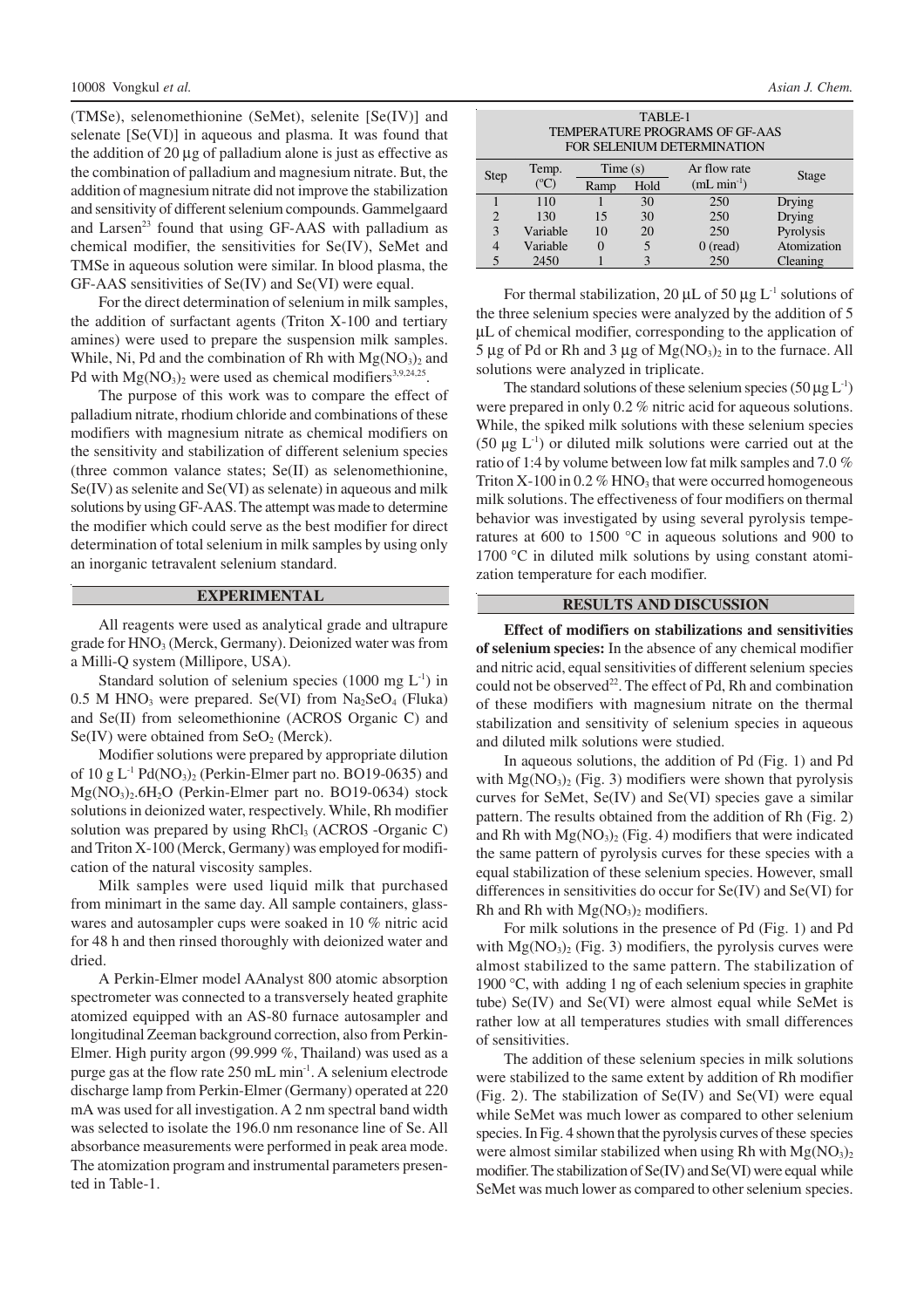(TMSe), selenomethionine (SeMet), selenite [Se(IV)] and selenate [Se(VI)] in aqueous and plasma. It was found that the addition of 20 μg of palladium alone is just as effective as the combination of palladium and magnesium nitrate. But, the addition of magnesium nitrate did not improve the stabilization and sensitivity of different selenium compounds. Gammelgaard and Larsen[23] found that using GF-AAS with palladium as chemical modifier, the sensitivities for Se(IV), SeMet and TMSe in aqueous solution were similar. In blood plasma, the GF-AAS sensitivities of Se(IV) and Se(VI) were equal.

For the direct determination of selenium in milk samples, the addition of surfactant agents (Triton X-100 and tertiary amines) were used to prepare the suspension milk samples. While, Ni, Pd and the combination of Rh with $Mg(NO_3)_2$ and Pd with $Mg(NO_3)_2$ were used as chemical modifiers[3,9,24,25].

The purpose of this work was to compare the effect of palladium nitrate, rhodium chloride and combinations of these modifiers with magnesium nitrate as chemical modifiers on the sensitivity and stabilization of different selenium species (three common valance states; Se(II) as selenomethionine, Se(IV) as selenite and Se(VI) as selenate) in aqueous and milk solutions by using GF-AAS. The attempt was made to determine the modifier which could serve as the best modifier for direct determination of total selenium in milk samples by using only an inorganic tetravalent selenium standard.

## EXPERIMENTAL

All reagents were used as analytical grade and ultrapure grade for $HNO_3$ (Merck, Germany). Deionized water was from a Milli-Q system (Millipore, USA).

Standard solution of selenium species (1000 mg $L^{-1}$) in 0.5 M $HNO_3$ were prepared. Se(VI) from $Na_2SeO_4$ (Fluka) and Se(II) from seleomethionine (ACROS Organic C) and Se(IV) were obtained from $SeO_2$ (Merck).

Modifier solutions were prepared by appropriate dilution of 10 g $L^{-1}$ $Pd(NO_3)_2$ (Perkin-Elmer part no. BO19-0635) and $Mg(NO_3)_2.6H_2O$ (Perkin-Elmer part no. BO19-0634) stock solutions in deionized water, respectively. While, Rh modifier solution was prepared by using $RhCl_3$ (ACROS -Organic C) and Triton X-100 (Merck, Germany) was employed for modification of the natural viscosity samples.

Milk samples were used liquid milk that purchased from minimart in the same day. All sample containers, glasswares and autosampler cups were soaked in 10 % nitric acid for 48 h and then rinsed thoroughly with deionized water and dried.

A Perkin-Elmer model AAnalyst 800 atomic absorption spectrometer was connected to a transversely heated graphite atomized equipped with an AS-80 furnace autosampler and longitudinal Zeeman background correction, also from Perkin-Elmer. High purity argon (99.999 %, Thailand) was used as a purge gas at the flow rate 250 mL $min^{-1}$. A selenium electrode discharge lamp from Perkin-Elmer (Germany) operated at 220 mA was used for all investigation. A 2 nm spectral band width was selected to isolate the 196.0 nm resonance line of Se. All absorbance measurements were performed in peak area mode. The atomization program and instrumental parameters presented in Table-1.

TABLE-1
TEMPERATURE PROGRAMS OF GF-AAS FOR SELENIUM DETERMINATION

| Step | Temp. (°C) | Time (s) | | Ar flow rate (mL $min^{-1}$) | Stage |
|---|---|---|---|---|---|
| | | Ramp | Hold | | |
| 1 | 110 | 1 | 30 | 250 | Drying |
| 2 | 130 | 15 | 30 | 250 | Drying |
| 3 | Variable | 10 | 20 | 250 | Pyrolysis |
| 4 | Variable | 0 | 5 | 0 (read) | Atomization |
| 5 | 2450 | 1 | 3 | 250 | Cleaning |

For thermal stabilization, 20 μL of 50 μg $L^{-1}$ solutions of the three selenium species were analyzed by the addition of 5 μL of chemical modifier, corresponding to the application of 5 μg of Pd or Rh and 3 μg of $Mg(NO_3)_2$ in to the furnace. All solutions were analyzed in triplicate.

The standard solutions of these selenium species (50 μg $L^{-1}$) were prepared in only 0.2 % nitric acid for aqueous solutions. While, the spiked milk solutions with these selenium species (50 μg $L^{-1}$) or diluted milk solutions were carried out at the ratio of 1:4 by volume between low fat milk samples and 7.0 % Triton X-100 in 0.2 % $HNO_3$ that were occurred homogeneous milk solutions. The effectiveness of four modifiers on thermal behavior was investigated by using several pyrolysis temperatures at 600 to 1500 °C in aqueous solutions and 900 to 1700 °C in diluted milk solutions by using constant atomization temperature for each modifier.

## RESULTS AND DISCUSSION

**Effect of modifiers on stabilizations and sensitivities of selenium species:** In the absence of any chemical modifier and nitric acid, equal sensitivities of different selenium species could not be observed[22]. The effect of Pd, Rh and combination of these modifiers with magnesium nitrate on the thermal stabilization and sensitivity of selenium species in aqueous and diluted milk solutions were studied.

In aqueous solutions, the addition of Pd (Fig. 1) and Pd with $Mg(NO_3)_2$ (Fig. 3) modifiers were shown that pyrolysis curves for SeMet, Se(IV) and Se(VI) species gave a similar pattern. The results obtained from the addition of Rh (Fig. 2) and Rh with $Mg(NO_3)_2$ (Fig. 4) modifiers that were indicated the same pattern of pyrolysis curves for these species with a equal stabilization of these selenium species. However, small differences in sensitivities do occur for Se(IV) and Se(VI) for Rh and Rh with $Mg(NO_3)_2$ modifiers.

For milk solutions in the presence of Pd (Fig. 1) and Pd with $Mg(NO_3)_2$ (Fig. 3) modifiers, the pyrolysis curves were almost stabilized to the same pattern. The stabilization of 1900 °C, with adding 1 ng of each selenium species in graphite tube) Se(IV) and Se(VI) were almost equal while SeMet is rather low at all temperatures studies with small differences of sensitivities.

The addition of these selenium species in milk solutions were stabilized to the same extent by addition of Rh modifier (Fig. 2). The stabilization of Se(IV) and Se(VI) were equal while SeMet was much lower as compared to other selenium species. In Fig. 4 shown that the pyrolysis curves of these species were almost similar stabilized when using Rh with $Mg(NO_3)_2$ modifier. The stabilization of Se(IV) and Se(VI) were equal while SeMet was much lower as compared to other selenium species.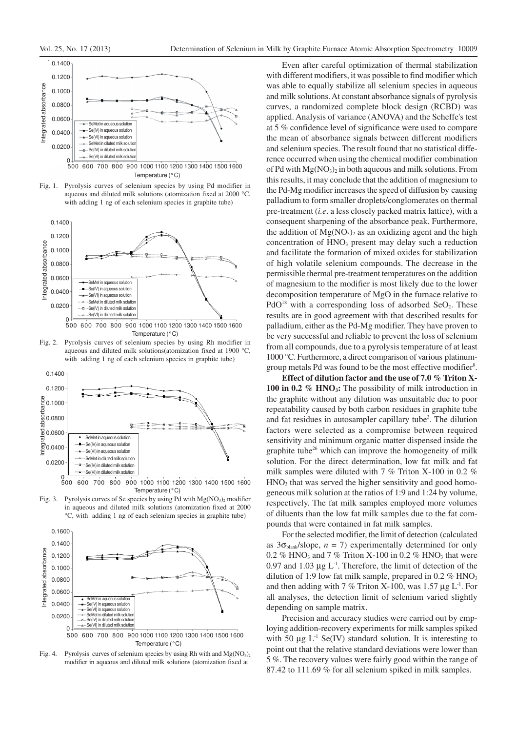Fig. 1. Pyrolysis curves of selenium species by using Pd modifier in aqueous and diluted milk solutions (atomization fixed at 2000 °C, with adding 1 ng of each selenium species in graphite tube)

Fig. 2. Pyrolysis curves of selenium species by using Rh modifier in aqueous and diluted milk solutions(atomization fixed at 1900 °C, with adding 1 ng of each selenium species in graphite tube)

Fig. 3. Pyrolysis curves of Se species by using Pd with $Mg(NO_3)_2$ modifier in aqueous and diluted milk solutions (atomization fixed at 2000 °C, with adding 1 ng of each selenium species in graphite tube)

Fig. 4. Pyrolysis curves of selenium species by using Rh with and $Mg(NO_3)_2$ modifier in aqueous and diluted milk solutions (atomization fixed at

Even after careful optimization of thermal stabilization with different modifiers, it was possible to find modifier which was able to equally stabilize all selenium species in aqueous and milk solutions. At constant absorbance signals of pyrolysis curves, a randomized complete block design (RCBD) was applied. Analysis of variance (ANOVA) and the Scheffe's test at 5 % confidence level of significance were used to compare the mean of absorbance signals between different modifiers and selenium species. The result found that no statistical difference occurred when using the chemical modifier combination of Pd with $Mg(NO_3)_2$ in both aqueous and milk solutions. From this results, it may conclude that the addition of magnesium to the Pd-Mg modifier increases the speed of diffusion by causing palladium to form smaller droplets/conglomerates on thermal pre-treatment (*i.e*. a less closely packed matrix lattice), with a consequent sharpening of the absorbance peak. Furthermore, the addition of $Mg(NO_3)_2$ as an oxidizing agent and the high concentration of $HNO_3$ present may delay such a reduction and facilitate the formation of mixed oxides for stabilization of high volatile selenium compounds. The decrease in the permissible thermal pre-treatment temperatures on the addition of magnesium to the modifier is most likely due to the lower decomposition temperature of MgO in the furnace relative to PdO[18] with a corresponding loss of adsorbed $SeO_2$. These results are in good agreement with that described results for palladium, either as the Pd-Mg modifier. They have proven to be very successful and reliable to prevent the loss of selenium from all compounds, due to a pyrolysis temperature of at least 1000 °C. Furthermore, a direct comparison of various platinum-group metals Pd was found to be the most effective modifier[8].

**Effect of dilution factor and the use of 7.0 % Triton X-100 in 0.2 % $HNO_3$:** The possibility of milk introduction in the graphite without any dilution was unsuitable due to poor repeatability caused by both carbon residues in graphite tube and fat residues in autosampler capillary tube[3]. The dilution factors were selected as a compromise between required sensitivity and minimum organic matter dispensed inside the graphite tube[26] which can improve the homogeneity of milk solution. For the direct determination, low fat milk and fat milk samples were diluted with 7 % Triton X-100 in 0.2 % $HNO_3$ that was served the higher sensitivity and good homogeneous milk solution at the ratios of 1:9 and 1:24 by volume, respectively. The fat milk samples employed more volumes of diluents than the low fat milk samples due to the fat compounds that were contained in fat milk samples.

For the selected modifier, the limit of detection (calculated as $3\sigma_{blank}$/slope, $n = 7$) experimentally determined for only 0.2 % $HNO_3$ and 7 % Triton X-100 in 0.2 % $HNO_3$ that were 0.97 and 1.03 µg $L^{-1}$. Therefore, the limit of detection of the dilution of 1:9 low fat milk sample, prepared in 0.2 % $HNO_3$ and then adding with 7 % Triton X-100, was 1.57 µg $L^{-1}$. For all analyses, the detection limit of selenium varied slightly depending on sample matrix.

Precision and accuracy studies were carried out by employing addition-recovery experiments for milk samples spiked with 50 µg $L^{-1}$ Se(IV) standard solution. It is interesting to point out that the relative standard deviations were lower than 5 %. The recovery values were fairly good within the range of 87.42 to 111.69 % for all selenium spiked in milk samples.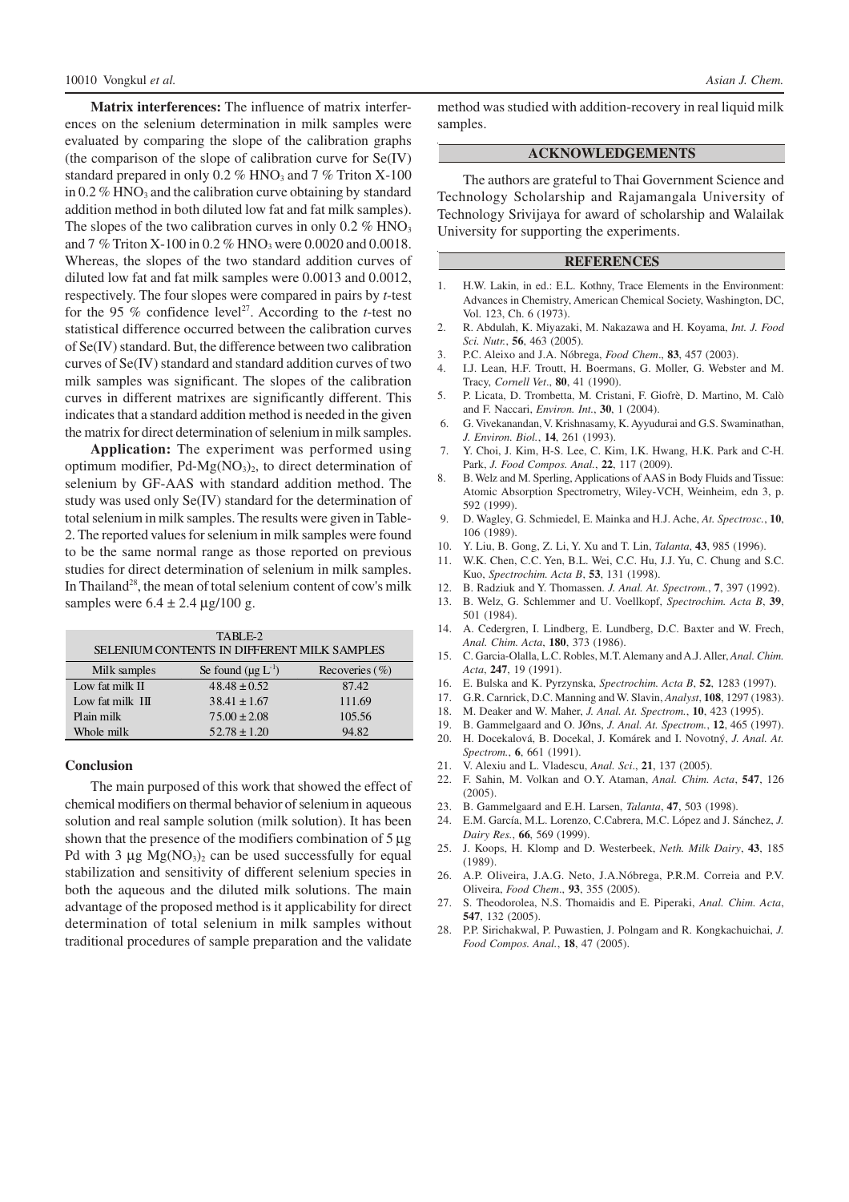**Matrix interferences:** The influence of matrix interferences on the selenium determination in milk samples were evaluated by comparing the slope of the calibration graphs (the comparison of the slope of calibration curve for Se(IV) standard prepared in only 0.2 % $HNO_3$ and 7 % Triton X-100 in 0.2 % $HNO_3$ and the calibration curve obtaining by standard addition method in both diluted low fat and fat milk samples). The slopes of the two calibration curves in only 0.2 % $HNO_3$ and 7 % Triton X-100 in 0.2 % $HNO_3$ were 0.0020 and 0.0018. Whereas, the slopes of the two standard addition curves of diluted low fat and fat milk samples were 0.0013 and 0.0012, respectively. The four slopes were compared in pairs by *t*-test for the 95 % confidence level[27]. According to the *t*-test no statistical difference occurred between the calibration curves of Se(IV) standard. But, the difference between two calibration curves of Se(IV) standard and standard addition curves of two milk samples was significant. The slopes of the calibration curves in different matrixes are significantly different. This indicates that a standard addition method is needed in the given the matrix for direct determination of selenium in milk samples.

**Application:** The experiment was performed using optimum modifier, Pd-$Mg(NO_3)_2$, to direct determination of selenium by GF-AAS with standard addition method. The study was used only Se(IV) standard for the determination of total selenium in milk samples. The results were given in Table-2. The reported values for selenium in milk samples were found to be the same normal range as those reported on previous studies for direct determination of selenium in milk samples. In Thailand[28], the mean of total selenium content of cow's milk samples were 6.4 ± 2.4 µg/100 g.

TABLE-2
SELENIUM CONTENTS IN DIFFERENT MILK SAMPLES

| Milk samples | Se found (µg $L^{-1}$) | Recoveries (%) |
|---|---|---|
| Low fat milk II | 48.48 ± 0.52 | 87.42 |
| Low fat milk III | 38.41 ± 1.67 | 111.69 |
| Plain milk | 75.00 ± 2.08 | 105.56 |
| Whole milk | 52.78 ± 1.20 | 94.82 |

## Conclusion

The main purposed of this work that showed the effect of chemical modifiers on thermal behavior of selenium in aqueous solution and real sample solution (milk solution). It has been shown that the presence of the modifiers combination of 5 µg Pd with 3 µg $Mg(NO_3)_2$ can be used successfully for equal stabilization and sensitivity of different selenium species in both the aqueous and the diluted milk solutions. The main advantage of the proposed method is it applicability for direct determination of total selenium in milk samples without traditional procedures of sample preparation and the validate method was studied with addition-recovery in real liquid milk samples.

## ACKNOWLEDGEMENTS

The authors are grateful to Thai Government Science and Technology Scholarship and Rajamangala University of Technology Srivijaya for award of scholarship and Walailak University for supporting the experiments.

## REFERENCES

1. H.W. Lakin, in ed.: E.L. Kothny, Trace Elements in the Environment: Advances in Chemistry, American Chemical Society, Washington, DC, Vol. 123, Ch. 6 (1973).
2. R. Abdulah, K. Miyazaki, M. Nakazawa and H. Koyama, *Int. J. Food Sci. Nutr.*, **56**, 463 (2005).
3. P.C. Aleixo and J.A. Nóbrega, *Food Chem*., **83**, 457 (2003).
4. I.J. Lean, H.F. Troutt, H. Boermans, G. Moller, G. Webster and M. Tracy, *Cornell Vet*., **80**, 41 (1990).
5. P. Licata, D. Trombetta, M. Cristani, F. Giofrè, D. Martino, M. Calò and F. Naccari, *Environ. Int.*, **30**, 1 (2004).
6. G. Vivekanandan, V. Krishnasamy, K. Ayyudurai and G.S. Swaminathan, *J. Environ. Biol.*, **14**, 261 (1993).
7. Y. Choi, J. Kim, H-S. Lee, C. Kim, I.K. Hwang, H.K. Park and C-H. Park, *J. Food Compos. Anal.*, **22**, 117 (2009).
8. B. Welz and M. Sperling, Applications of AAS in Body Fluids and Tissue: Atomic Absorption Spectrometry, Wiley-VCH, Weinheim, edn 3, p. 592 (1999).
9. D. Wagley, G. Schmiedel, E. Mainka and H.J. Ache, *At. Spectrosc.*, **10**, 106 (1989).
10. Y. Liu, B. Gong, Z. Li, Y. Xu and T. Lin, *Talanta*, **43**, 985 (1996).
11. W.K. Chen, C.C. Yen, B.L. Wei, C.C. Hu, J.J. Yu, C. Chung and S.C. Kuo, *Spectrochim. Acta B*, **53**, 131 (1998).
12. B. Radziuk and Y. Thomassen. *J. Anal. At. Spectrom.*, **7**, 397 (1992).
13. B. Welz, G. Schlemmer and U. Voellkopf, *Spectrochim. Acta B*, **39**, 501 (1984).
14. A. Cedergren, I. Lindberg, E. Lundberg, D.C. Baxter and W. Frech, *Anal. Chim. Acta*, **180**, 373 (1986).
15. C. Garcia-Olalla, L.C. Robles, M.T. Alemany and A.J. Aller, *Anal. Chim. Acta*, **247**, 19 (1991).
16. E. Bulska and K. Pyrzynska, *Spectrochim. Acta B*, **52**, 1283 (1997).
17. G.R. Carnrick, D.C. Manning and W. Slavin, *Analyst*, **108**, 1297 (1983).
18. M. Deaker and W. Maher, *J. Anal. At. Spectrom.*, **10**, 423 (1995).
19. B. Gammelgaard and O. JØns, *J. Anal. At. Spectrom.*, **12**, 465 (1997).
20. H. Docekalová, B. Docekal, J. Komárek and I. Novotný, *J. Anal. At. Spectrom.*, **6**, 661 (1991).
21. V. Alexiu and L. Vladescu, *Anal. Sci*., **21**, 137 (2005).
22. F. Sahin, M. Volkan and O.Y. Ataman, *Anal. Chim. Acta*, **547**, 126 (2005).
23. B. Gammelgaard and E.H. Larsen, *Talanta*, **47**, 503 (1998).
24. E.M. García, M.L. Lorenzo, C.Cabrera, M.C. López and J. Sánchez, *J. Dairy Res.*, **66**, 569 (1999).
25. J. Koops, H. Klomp and D. Westerbeek, *Neth. Milk Dairy*, **43**, 185 (1989).
26. A.P. Oliveira, J.A.G. Neto, J.A.Nóbrega, P.R.M. Correia and P.V. Oliveira, *Food Chem*., **93**, 355 (2005).
27. S. Theodorolea, N.S. Thomaidis and E. Piperaki, *Anal. Chim. Acta*, **547**, 132 (2005).
28. P.P. Sirichakwal, P. Puwastien, J. Polngam and R. Kongkachuichai, *J. Food Compos. Anal.*, **18**, 47 (2005).